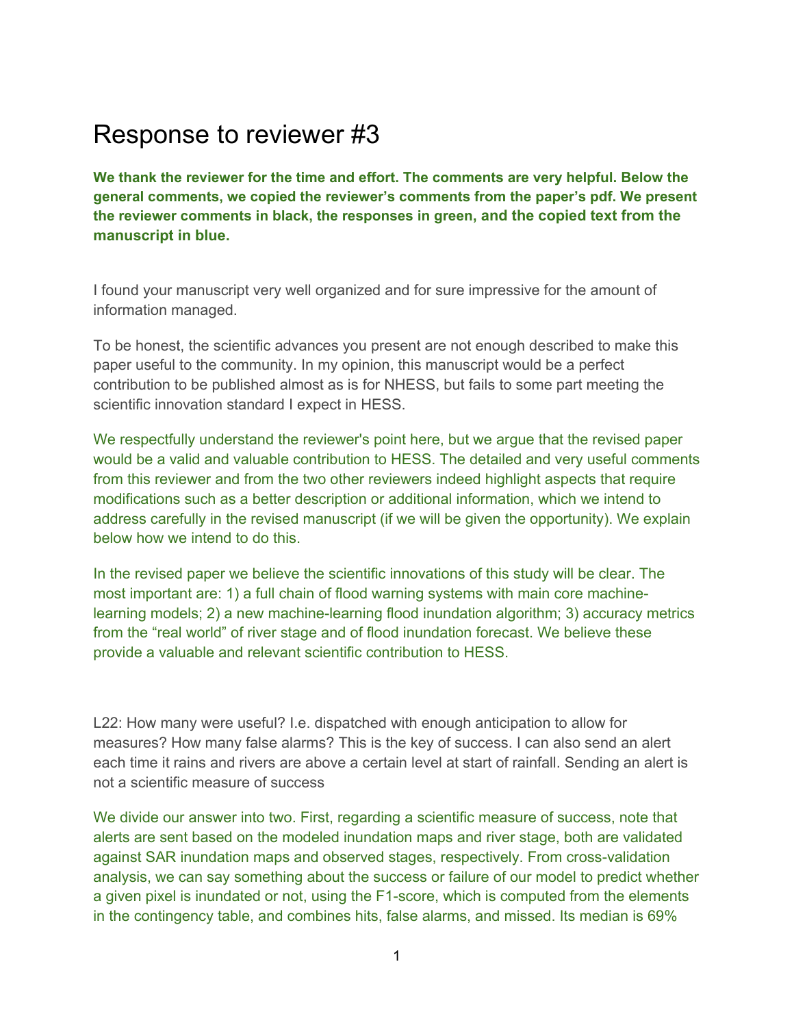# Response to reviewer #3

**We thank the reviewer for the time and effort. The comments are very helpful. Below the general comments, we copied the reviewer's comments from the paper's pdf. We present the reviewer comments in black, the responses in green, and the copied text from the manuscript in blue.**

I found your manuscript very well organized and for sure impressive for the amount of information managed.

To be honest, the scientific advances you present are not enough described to make this paper useful to the community. In my opinion, this manuscript would be a perfect contribution to be published almost as is for NHESS, but fails to some part meeting the scientific innovation standard I expect in HESS.

We respectfully understand the reviewer's point here, but we argue that the revised paper would be a valid and valuable contribution to HESS. The detailed and very useful comments from this reviewer and from the two other reviewers indeed highlight aspects that require modifications such as a better description or additional information, which we intend to address carefully in the revised manuscript (if we will be given the opportunity). We explain below how we intend to do this.

In the revised paper we believe the scientific innovations of this study will be clear. The most important are: 1) a full chain of flood warning systems with main core machine-learning models; 2) a new machine-learning flood inundation algorithm; 3) accuracy metrics from the "real world" of river stage and of flood inundation forecast. We believe these provide a valuable and relevant scientific contribution to HESS.

L22: How many were useful? I.e. dispatched with enough anticipation to allow for measures? How many false alarms? This is the key of success. I can also send an alert each time it rains and rivers are above a certain level at start of rainfall. Sending an alert is not a scientific measure of success

We divide our answer into two. First, regarding a scientific measure of success, note that alerts are sent based on the modeled inundation maps and river stage, both are validated against SAR inundation maps and observed stages, respectively. From cross-validation analysis, we can say something about the success or failure of our model to predict whether a given pixel is inundated or not, using the F1-score, which is computed from the elements in the contingency table, and combines hits, false alarms, and missed. Its median is 69%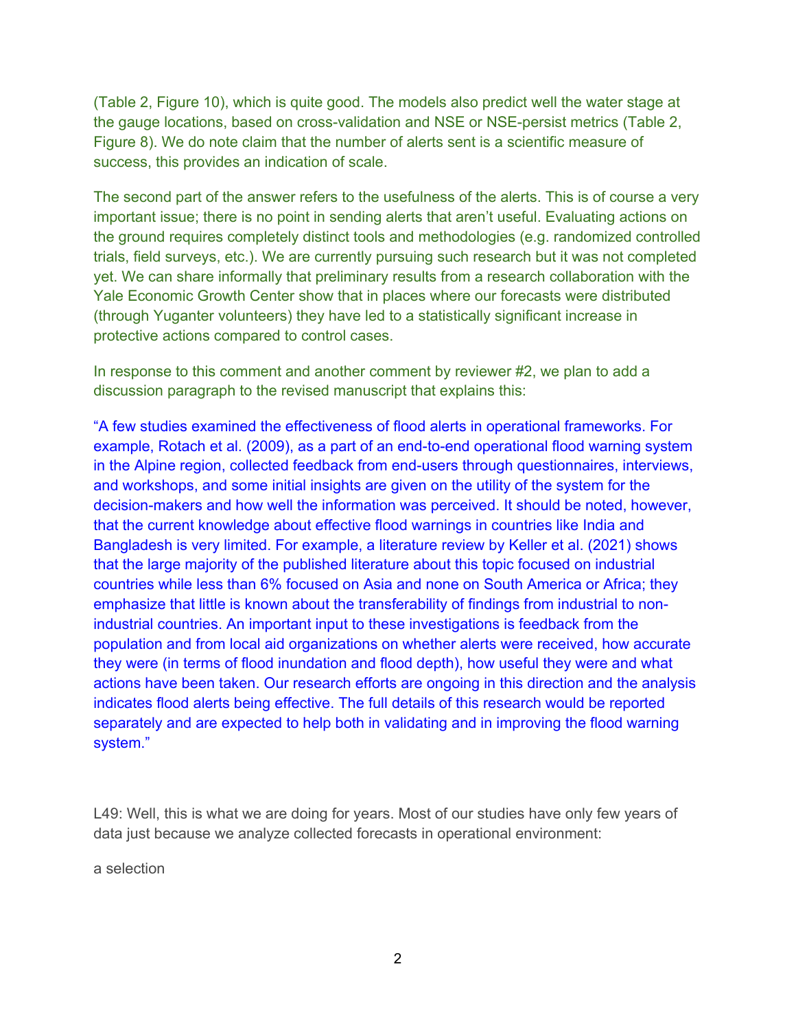(Table 2, Figure 10), which is quite good. The models also predict well the water stage at the gauge locations, based on cross-validation and NSE or NSE-persist metrics (Table 2, Figure 8). We do note claim that the number of alerts sent is a scientific measure of success, this provides an indication of scale.

The second part of the answer refers to the usefulness of the alerts. This is of course a very important issue; there is no point in sending alerts that aren't useful. Evaluating actions on the ground requires completely distinct tools and methodologies (e.g. randomized controlled trials, field surveys, etc.). We are currently pursuing such research but it was not completed yet. We can share informally that preliminary results from a research collaboration with the Yale Economic Growth Center show that in places where our forecasts were distributed (through Yuganter volunteers) they have led to a statistically significant increase in protective actions compared to control cases.

In response to this comment and another comment by reviewer #2, we plan to add a discussion paragraph to the revised manuscript that explains this:

"A few studies examined the effectiveness of flood alerts in operational frameworks. For example, Rotach et al. (2009), as a part of an end-to-end operational flood warning system in the Alpine region, collected feedback from end-users through questionnaires, interviews, and workshops, and some initial insights are given on the utility of the system for the decision-makers and how well the information was perceived. It should be noted, however, that the current knowledge about effective flood warnings in countries like India and Bangladesh is very limited. For example, a literature review by Keller et al. (2021) shows that the large majority of the published literature about this topic focused on industrial countries while less than 6% focused on Asia and none on South America or Africa; they emphasize that little is known about the transferability of findings from industrial to non-industrial countries. An important input to these investigations is feedback from the population and from local aid organizations on whether alerts were received, how accurate they were (in terms of flood inundation and flood depth), how useful they were and what actions have been taken. Our research efforts are ongoing in this direction and the analysis indicates flood alerts being effective. The full details of this research would be reported separately and are expected to help both in validating and in improving the flood warning system."

L49: Well, this is what we are doing for years. Most of our studies have only few years of data just because we analyze collected forecasts in operational environment:

a selection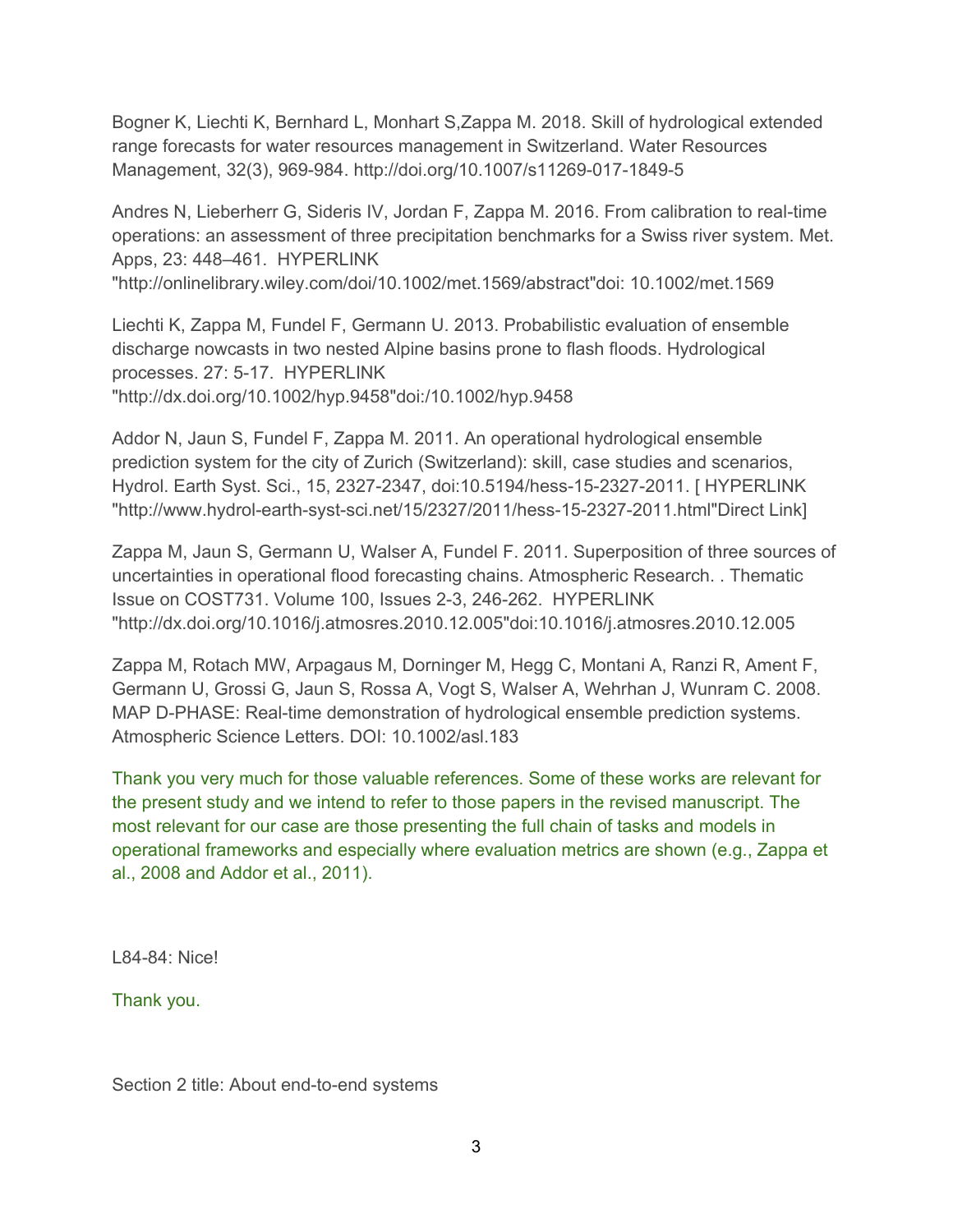Bogner K, Liechti K, Bernhard L, Monhart S,Zappa M. 2018. Skill of hydrological extended range forecasts for water resources management in Switzerland. Water Resources Management, 32(3), 969-984. http://doi.org/10.1007/s11269-017-1849-5

Andres N, Lieberherr G, Sideris IV, Jordan F, Zappa M. 2016. From calibration to real-time operations: an assessment of three precipitation benchmarks for a Swiss river system. Met. Apps, 23: 448–461. HYPERLINK "http://onlinelibrary.wiley.com/doi/10.1002/met.1569/abstract"doi: 10.1002/met.1569

Liechti K, Zappa M, Fundel F, Germann U. 2013. Probabilistic evaluation of ensemble discharge nowcasts in two nested Alpine basins prone to flash floods. Hydrological processes. 27: 5-17. HYPERLINK "http://dx.doi.org/10.1002/hyp.9458"doi:/10.1002/hyp.9458

Addor N, Jaun S, Fundel F, Zappa M. 2011. An operational hydrological ensemble prediction system for the city of Zurich (Switzerland): skill, case studies and scenarios, Hydrol. Earth Syst. Sci., 15, 2327-2347, doi:10.5194/hess-15-2327-2011. [ HYPERLINK "http://www.hydrol-earth-syst-sci.net/15/2327/2011/hess-15-2327-2011.html"Direct Link]

Zappa M, Jaun S, Germann U, Walser A, Fundel F. 2011. Superposition of three sources of uncertainties in operational flood forecasting chains. Atmospheric Research. . Thematic Issue on COST731. Volume 100, Issues 2-3, 246-262. HYPERLINK "http://dx.doi.org/10.1016/j.atmosres.2010.12.005"doi:10.1016/j.atmosres.2010.12.005

Zappa M, Rotach MW, Arpagaus M, Dorninger M, Hegg C, Montani A, Ranzi R, Ament F, Germann U, Grossi G, Jaun S, Rossa A, Vogt S, Walser A, Wehrhan J, Wunram C. 2008. MAP D-PHASE: Real-time demonstration of hydrological ensemble prediction systems. Atmospheric Science Letters. DOI: 10.1002/asl.183

Thank you very much for those valuable references. Some of these works are relevant for the present study and we intend to refer to those papers in the revised manuscript. The most relevant for our case are those presenting the full chain of tasks and models in operational frameworks and especially where evaluation metrics are shown (e.g., Zappa et al., 2008 and Addor et al., 2011).

L84-84: Nice!

Thank you.

Section 2 title: About end-to-end systems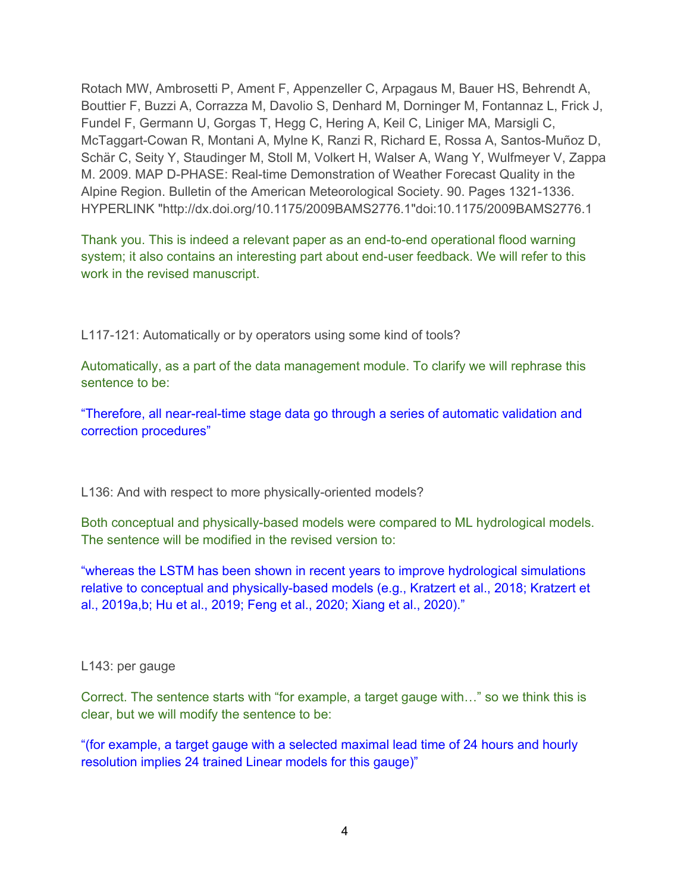Rotach MW, Ambrosetti P, Ament F, Appenzeller C, Arpagaus M, Bauer HS, Behrendt A, Bouttier F, Buzzi A, Corrazza M, Davolio S, Denhard M, Dorninger M, Fontannaz L, Frick J, Fundel F, Germann U, Gorgas T, Hegg C, Hering A, Keil C, Liniger MA, Marsigli C, McTaggart-Cowan R, Montani A, Mylne K, Ranzi R, Richard E, Rossa A, Santos-Muñoz D, Schär C, Seity Y, Staudinger M, Stoll M, Volkert H, Walser A, Wang Y, Wulfmeyer V, Zappa M. 2009. MAP D-PHASE: Real-time Demonstration of Weather Forecast Quality in the Alpine Region. Bulletin of the American Meteorological Society. 90. Pages 1321-1336. HYPERLINK "http://dx.doi.org/10.1175/2009BAMS2776.1"doi:10.1175/2009BAMS2776.1

Thank you. This is indeed a relevant paper as an end-to-end operational flood warning system; it also contains an interesting part about end-user feedback. We will refer to this work in the revised manuscript.

L117-121: Automatically or by operators using some kind of tools?

Automatically, as a part of the data management module. To clarify we will rephrase this sentence to be:

"Therefore, all near-real-time stage data go through a series of automatic validation and correction procedures"

L136: And with respect to more physically-oriented models?

Both conceptual and physically-based models were compared to ML hydrological models. The sentence will be modified in the revised version to:

"whereas the LSTM has been shown in recent years to improve hydrological simulations relative to conceptual and physically-based models (e.g., Kratzert et al., 2018; Kratzert et al., 2019a,b; Hu et al., 2019; Feng et al., 2020; Xiang et al., 2020)."

L143: per gauge

Correct. The sentence starts with "for example, a target gauge with…" so we think this is clear, but we will modify the sentence to be:

"(for example, a target gauge with a selected maximal lead time of 24 hours and hourly resolution implies 24 trained Linear models for this gauge)"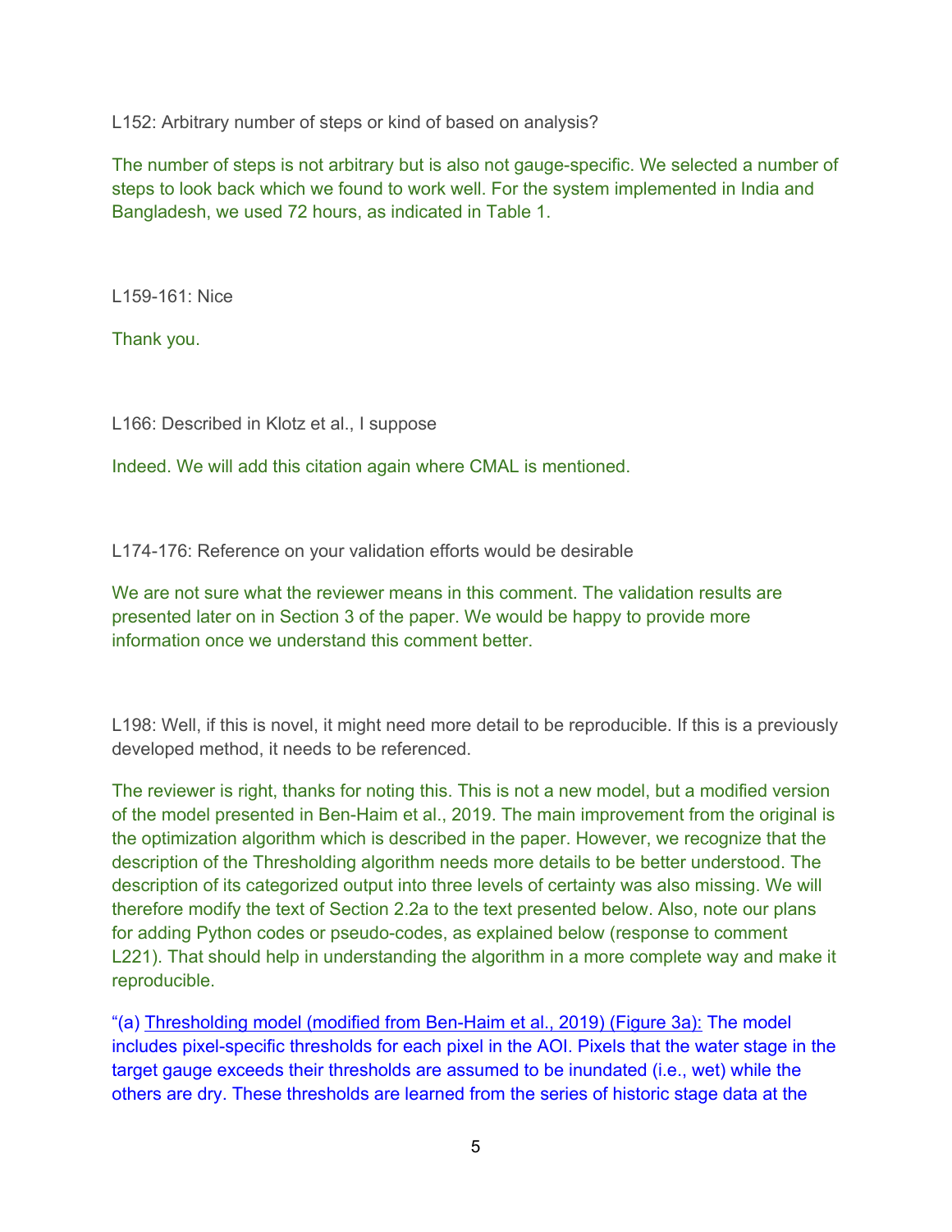L152: Arbitrary number of steps or kind of based on analysis?

The number of steps is not arbitrary but is also not gauge-specific. We selected a number of steps to look back which we found to work well. For the system implemented in India and Bangladesh, we used 72 hours, as indicated in Table 1.

L159-161: Nice

Thank you.

L166: Described in Klotz et al., I suppose

Indeed. We will add this citation again where CMAL is mentioned.

L174-176: Reference on your validation efforts would be desirable

We are not sure what the reviewer means in this comment. The validation results are presented later on in Section 3 of the paper. We would be happy to provide more information once we understand this comment better.

L198: Well, if this is novel, it might need more detail to be reproducible. If this is a previously developed method, it needs to be referenced.

The reviewer is right, thanks for noting this. This is not a new model, but a modified version of the model presented in Ben-Haim et al., 2019. The main improvement from the original is the optimization algorithm which is described in the paper. However, we recognize that the description of the Thresholding algorithm needs more details to be better understood. The description of its categorized output into three levels of certainty was also missing. We will therefore modify the text of Section 2.2a to the text presented below. Also, note our plans for adding Python codes or pseudo-codes, as explained below (response to comment L221). That should help in understanding the algorithm in a more complete way and make it reproducible.

"(a) Thresholding model (modified from Ben-Haim et al., 2019) (Figure 3a): The model includes pixel-specific thresholds for each pixel in the AOI. Pixels that the water stage in the target gauge exceeds their thresholds are assumed to be inundated (i.e., wet) while the others are dry. These thresholds are learned from the series of historic stage data at the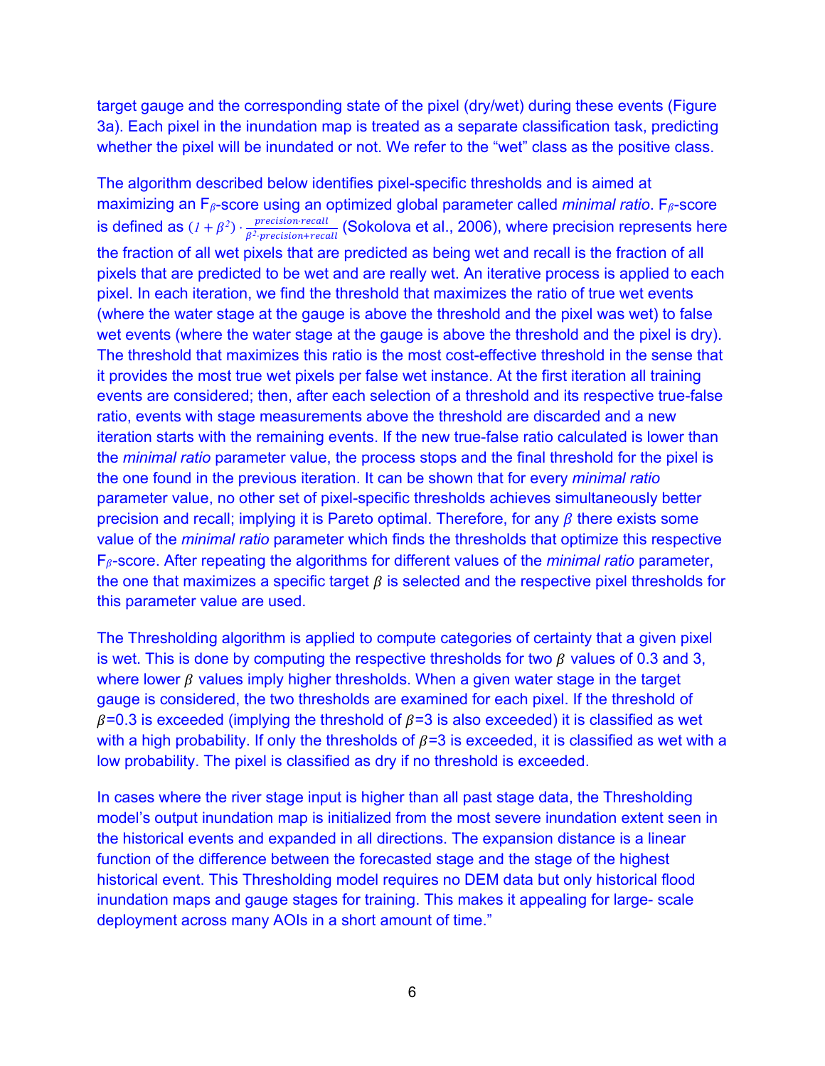target gauge and the corresponding state of the pixel (dry/wet) during these events (Figure 3a). Each pixel in the inundation map is treated as a separate classification task, predicting whether the pixel will be inundated or not. We refer to the “wet” class as the positive class.

The algorithm described below identifies pixel-specific thresholds and is aimed at maximizing an $F_{\beta}$-score using an optimized global parameter called *minimal ratio*. $F_{\beta}$-score is defined as $(1+\beta^2)\cdot\frac{precision\cdot recall}{\beta^2\cdot precision+recall}$ (Sokolova et al., 2006), where precision represents here the fraction of all wet pixels that are predicted as being wet and recall is the fraction of all pixels that are predicted to be wet and are really wet. An iterative process is applied to each pixel. In each iteration, we find the threshold that maximizes the ratio of true wet events (where the water stage at the gauge is above the threshold and the pixel was wet) to false wet events (where the water stage at the gauge is above the threshold and the pixel is dry). The threshold that maximizes this ratio is the most cost-effective threshold in the sense that it provides the most true wet pixels per false wet instance. At the first iteration all training events are considered; then, after each selection of a threshold and its respective true-false ratio, events with stage measurements above the threshold are discarded and a new iteration starts with the remaining events. If the new true-false ratio calculated is lower than the *minimal ratio* parameter value, the process stops and the final threshold for the pixel is the one found in the previous iteration. It can be shown that for every *minimal ratio* parameter value, no other set of pixel-specific thresholds achieves simultaneously better precision and recall; implying it is Pareto optimal. Therefore, for any $\beta$ there exists some value of the *minimal ratio* parameter which finds the thresholds that optimize this respective $F_{\beta}$-score. After repeating the algorithms for different values of the *minimal ratio* parameter, the one that maximizes a specific target $\beta$ is selected and the respective pixel thresholds for this parameter value are used.

The Thresholding algorithm is applied to compute categories of certainty that a given pixel is wet. This is done by computing the respective thresholds for two $\beta$ values of 0.3 and 3, where lower $\beta$ values imply higher thresholds. When a given water stage in the target gauge is considered, the two thresholds are examined for each pixel. If the threshold of $\beta$=0.3 is exceeded (implying the threshold of $\beta$=3 is also exceeded) it is classified as wet with a high probability. If only the thresholds of $\beta$=3 is exceeded, it is classified as wet with a low probability. The pixel is classified as dry if no threshold is exceeded.

In cases where the river stage input is higher than all past stage data, the Thresholding model’s output inundation map is initialized from the most severe inundation extent seen in the historical events and expanded in all directions. The expansion distance is a linear function of the difference between the forecasted stage and the stage of the highest historical event. This Thresholding model requires no DEM data but only historical flood inundation maps and gauge stages for training. This makes it appealing for large- scale deployment across many AOIs in a short amount of time.”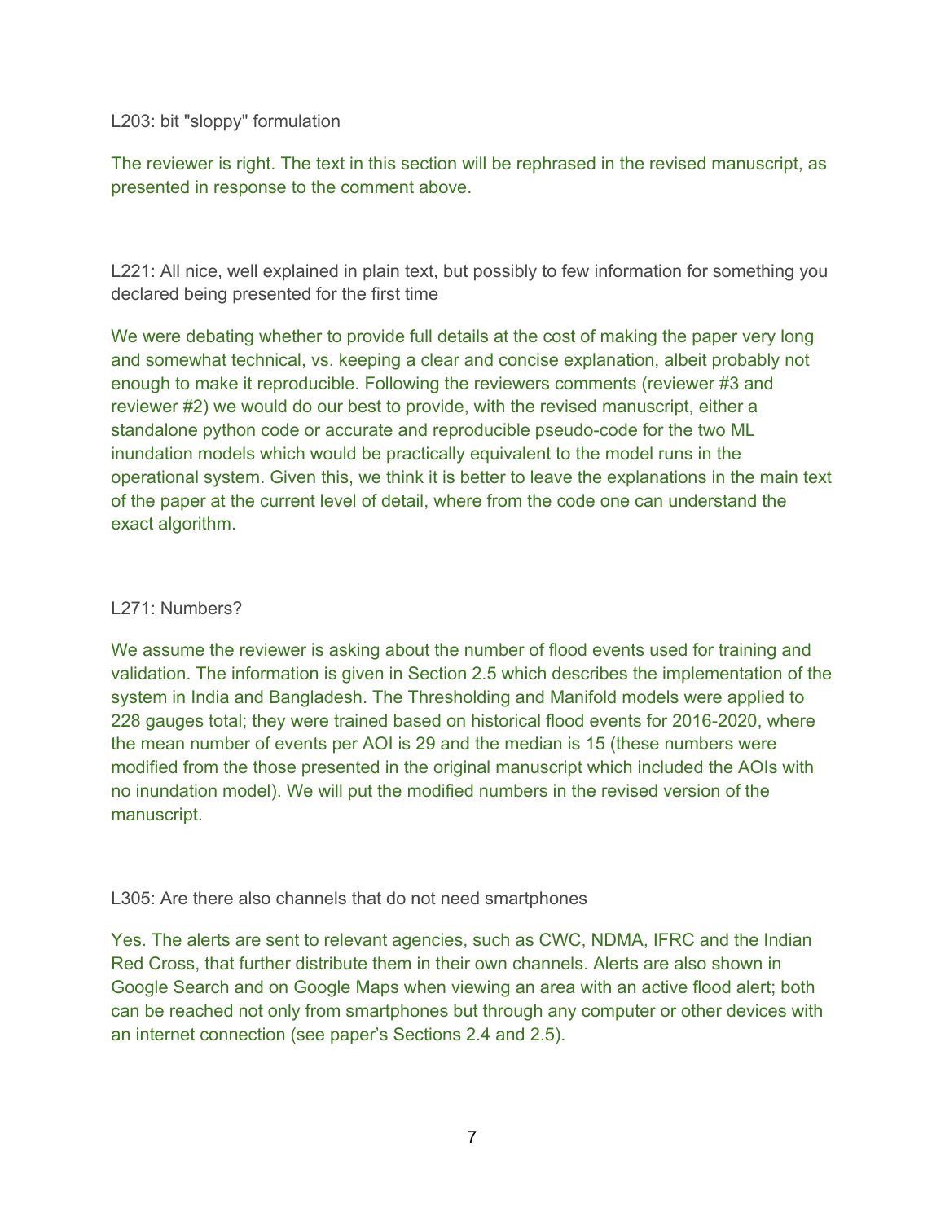L203: bit "sloppy" formulation

The reviewer is right. The text in this section will be rephrased in the revised manuscript, as presented in response to the comment above.

L221: All nice, well explained in plain text, but possibly to few information for something you declared being presented for the first time

We were debating whether to provide full details at the cost of making the paper very long and somewhat technical, vs. keeping a clear and concise explanation, albeit probably not enough to make it reproducible. Following the reviewers comments (reviewer #3 and reviewer #2) we would do our best to provide, with the revised manuscript, either a standalone python code or accurate and reproducible pseudo-code for the two ML inundation models which would be practically equivalent to the model runs in the operational system. Given this, we think it is better to leave the explanations in the main text of the paper at the current level of detail, where from the code one can understand the exact algorithm.

L271: Numbers?

We assume the reviewer is asking about the number of flood events used for training and validation. The information is given in Section 2.5 which describes the implementation of the system in India and Bangladesh. The Thresholding and Manifold models were applied to 228 gauges total; they were trained based on historical flood events for 2016-2020, where the mean number of events per AOI is 29 and the median is 15 (these numbers were modified from the those presented in the original manuscript which included the AOIs with no inundation model). We will put the modified numbers in the revised version of the manuscript.

L305: Are there also channels that do not need smartphones

Yes. The alerts are sent to relevant agencies, such as CWC, NDMA, IFRC and the Indian Red Cross, that further distribute them in their own channels. Alerts are also shown in Google Search and on Google Maps when viewing an area with an active flood alert; both can be reached not only from smartphones but through any computer or other devices with an internet connection (see paper's Sections 2.4 and 2.5).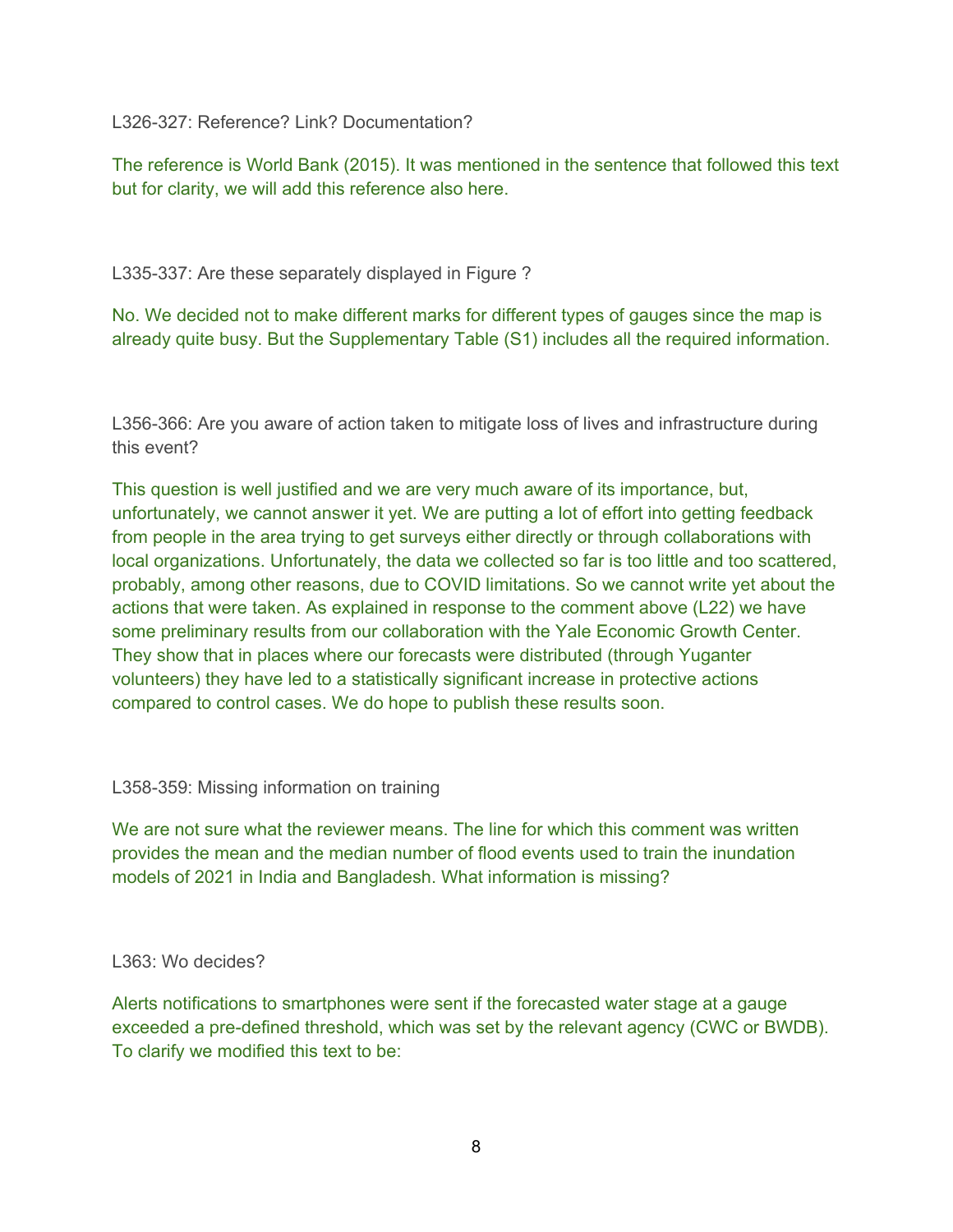L326-327: Reference? Link? Documentation?

The reference is World Bank (2015). It was mentioned in the sentence that followed this text but for clarity, we will add this reference also here.

L335-337: Are these separately displayed in Figure ?

No. We decided not to make different marks for different types of gauges since the map is already quite busy. But the Supplementary Table (S1) includes all the required information.

L356-366: Are you aware of action taken to mitigate loss of lives and infrastructure during this event?

This question is well justified and we are very much aware of its importance, but, unfortunately, we cannot answer it yet. We are putting a lot of effort into getting feedback from people in the area trying to get surveys either directly or through collaborations with local organizations. Unfortunately, the data we collected so far is too little and too scattered, probably, among other reasons, due to COVID limitations. So we cannot write yet about the actions that were taken. As explained in response to the comment above (L22) we have some preliminary results from our collaboration with the Yale Economic Growth Center. They show that in places where our forecasts were distributed (through Yuganter volunteers) they have led to a statistically significant increase in protective actions compared to control cases. We do hope to publish these results soon.

L358-359: Missing information on training

We are not sure what the reviewer means. The line for which this comment was written provides the mean and the median number of flood events used to train the inundation models of 2021 in India and Bangladesh. What information is missing?

L363: Wo decides?

Alerts notifications to smartphones were sent if the forecasted water stage at a gauge exceeded a pre-defined threshold, which was set by the relevant agency (CWC or BWDB). To clarify we modified this text to be: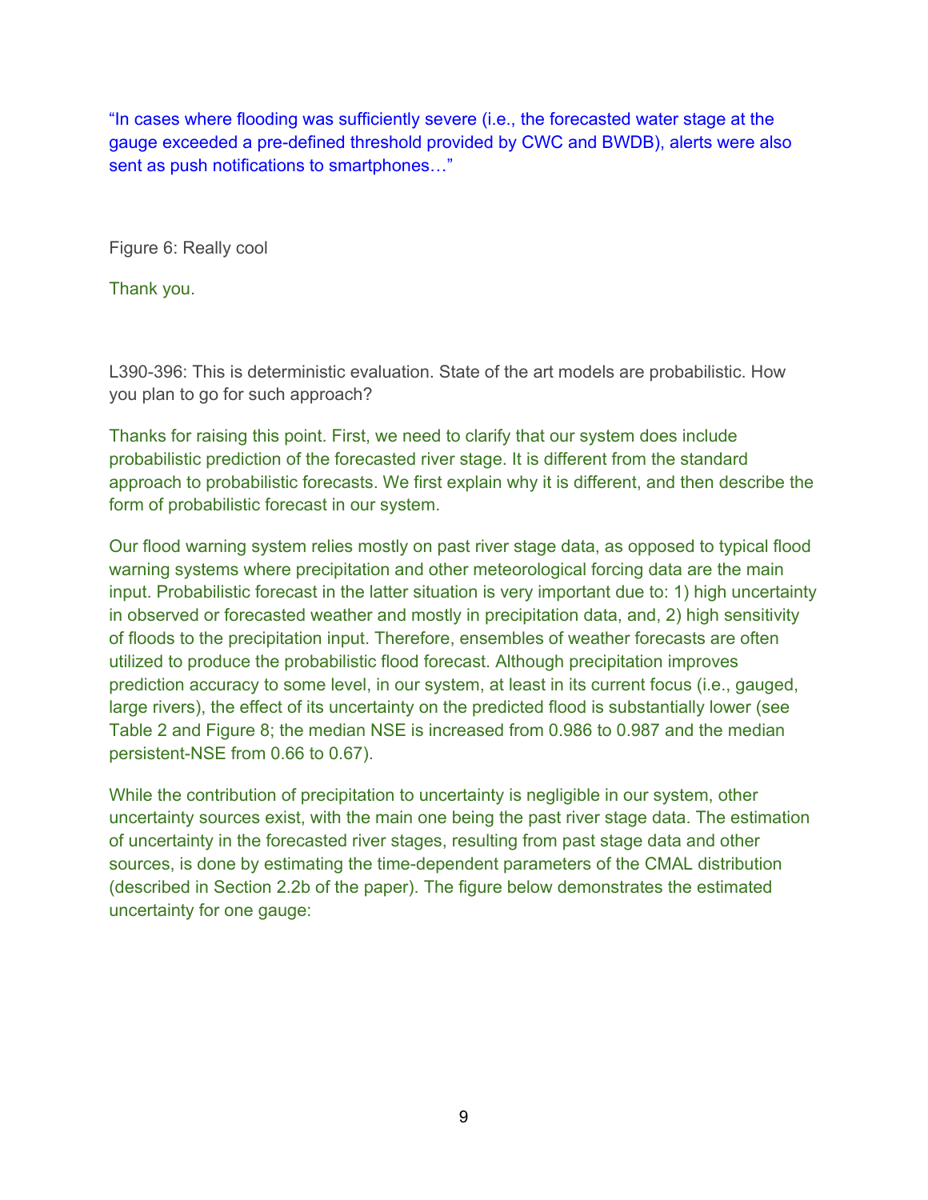"In cases where flooding was sufficiently severe (i.e., the forecasted water stage at the gauge exceeded a pre-defined threshold provided by CWC and BWDB), alerts were also sent as push notifications to smartphones…"

Figure 6: Really cool

Thank you.

L390-396: This is deterministic evaluation. State of the art models are probabilistic. How you plan to go for such approach?

Thanks for raising this point. First, we need to clarify that our system does include probabilistic prediction of the forecasted river stage. It is different from the standard approach to probabilistic forecasts. We first explain why it is different, and then describe the form of probabilistic forecast in our system.

Our flood warning system relies mostly on past river stage data, as opposed to typical flood warning systems where precipitation and other meteorological forcing data are the main input. Probabilistic forecast in the latter situation is very important due to: 1) high uncertainty in observed or forecasted weather and mostly in precipitation data, and, 2) high sensitivity of floods to the precipitation input. Therefore, ensembles of weather forecasts are often utilized to produce the probabilistic flood forecast. Although precipitation improves prediction accuracy to some level, in our system, at least in its current focus (i.e., gauged, large rivers), the effect of its uncertainty on the predicted flood is substantially lower (see Table 2 and Figure 8; the median NSE is increased from 0.986 to 0.987 and the median persistent-NSE from 0.66 to 0.67).

While the contribution of precipitation to uncertainty is negligible in our system, other uncertainty sources exist, with the main one being the past river stage data. The estimation of uncertainty in the forecasted river stages, resulting from past stage data and other sources, is done by estimating the time-dependent parameters of the CMAL distribution (described in Section 2.2b of the paper). The figure below demonstrates the estimated uncertainty for one gauge: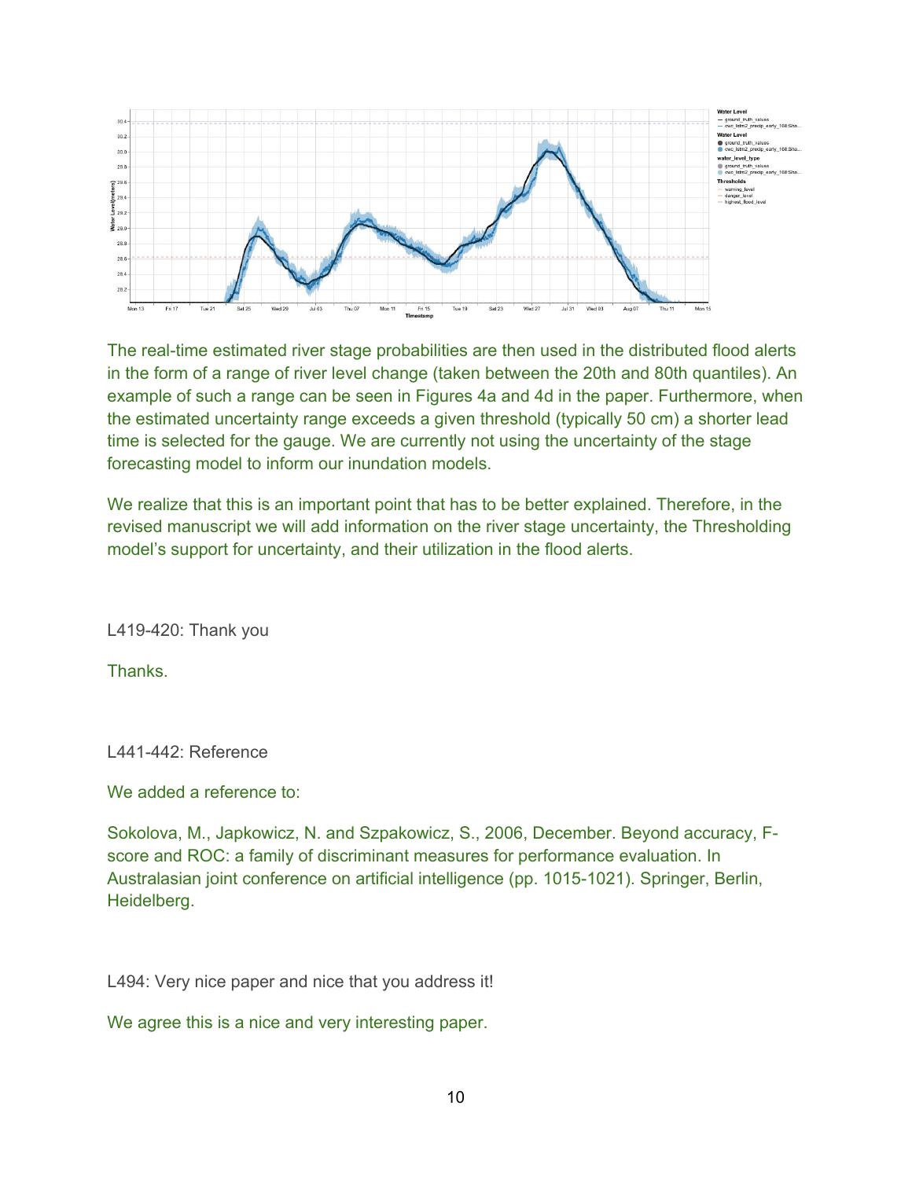The real-time estimated river stage probabilities are then used in the distributed flood alerts in the form of a range of river level change (taken between the 20th and 80th quantiles). An example of such a range can be seen in Figures 4a and 4d in the paper. Furthermore, when the estimated uncertainty range exceeds a given threshold (typically 50 cm) a shorter lead time is selected for the gauge. We are currently not using the uncertainty of the stage forecasting model to inform our inundation models.

We realize that this is an important point that has to be better explained. Therefore, in the revised manuscript we will add information on the river stage uncertainty, the Thresholding model's support for uncertainty, and their utilization in the flood alerts.

L419-420: Thank you

Thanks.

L441-442: Reference

We added a reference to:

Sokolova, M., Japkowicz, N. and Szpakowicz, S., 2006, December. Beyond accuracy, F-score and ROC: a family of discriminant measures for performance evaluation. In Australasian joint conference on artificial intelligence (pp. 1015-1021). Springer, Berlin, Heidelberg.

L494: Very nice paper and nice that you address it!

We agree this is a nice and very interesting paper.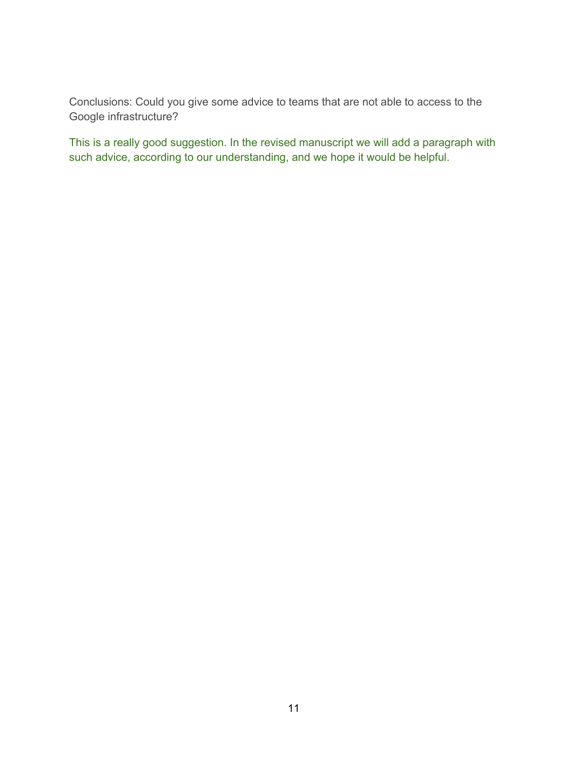Conclusions: Could you give some advice to teams that are not able to access to the Google infrastructure?

This is a really good suggestion. In the revised manuscript we will add a paragraph with such advice, according to our understanding, and we hope it would be helpful.